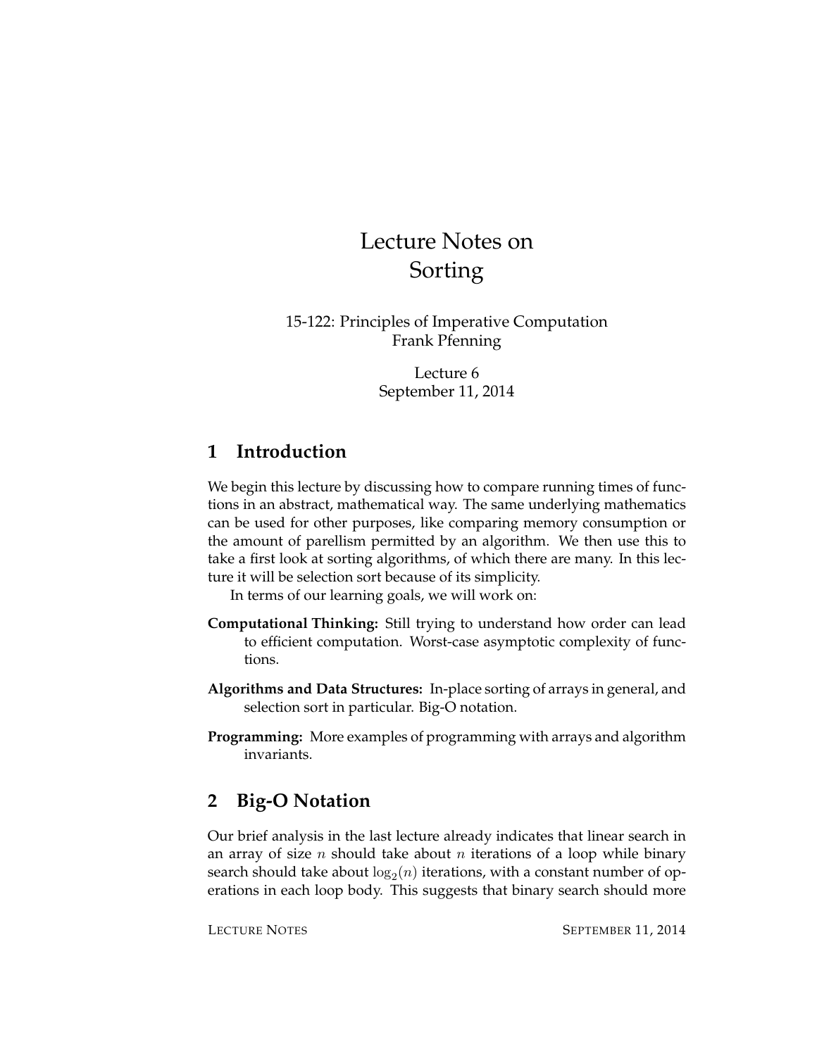# Lecture Notes on Sorting

15-122: Principles of Imperative Computation
Frank Pfenning

Lecture 6
September 11, 2014

## 1 Introduction

We begin this lecture by discussing how to compare running times of functions in an abstract, mathematical way. The same underlying mathematics can be used for other purposes, like comparing memory consumption or the amount of parellism permitted by an algorithm. We then use this to take a first look at sorting algorithms, of which there are many. In this lecture it will be selection sort because of its simplicity.

In terms of our learning goals, we will work on:

**Computational Thinking:** Still trying to understand how order can lead to efficient computation. Worst-case asymptotic complexity of functions.

**Algorithms and Data Structures:** In-place sorting of arrays in general, and selection sort in particular. Big-O notation.

**Programming:** More examples of programming with arrays and algorithm invariants.

## 2 Big-O Notation

Our brief analysis in the last lecture already indicates that linear search in an array of size $n$ should take about $n$ iterations of a loop while binary search should take about $\log_2(n)$ iterations, with a constant number of operations in each loop body. This suggests that binary search should more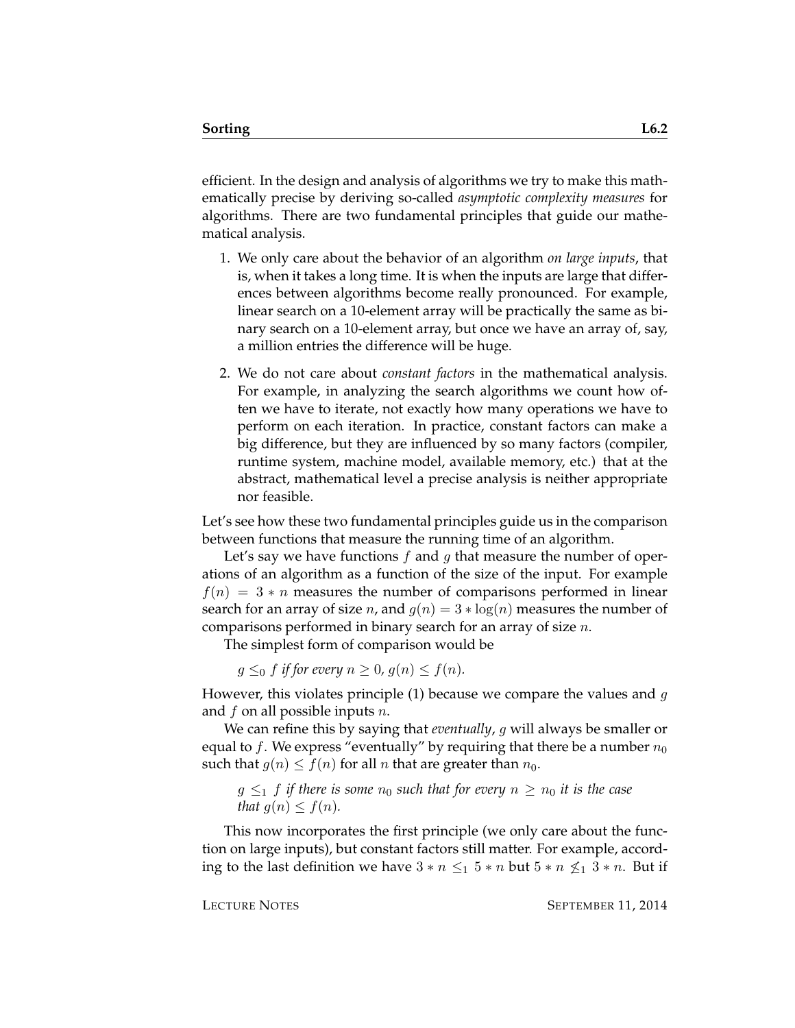efficient. In the design and analysis of algorithms we try to make this mathematically precise by deriving so-called *asymptotic complexity measures* for algorithms. There are two fundamental principles that guide our mathematical analysis.

1. We only care about the behavior of an algorithm *on large inputs*, that is, when it takes a long time. It is when the inputs are large that differences between algorithms become really pronounced. For example, linear search on a 10-element array will be practically the same as binary search on a 10-element array, but once we have an array of, say, a million entries the difference will be huge.

2. We do not care about *constant factors* in the mathematical analysis. For example, in analyzing the search algorithms we count how often we have to iterate, not exactly how many operations we have to perform on each iteration. In practice, constant factors can make a big difference, but they are influenced by so many factors (compiler, runtime system, machine model, available memory, etc.) that at the abstract, mathematical level a precise analysis is neither appropriate nor feasible.

Let's see how these two fundamental principles guide us in the comparison between functions that measure the running time of an algorithm.

Let's say we have functions $f$ and $g$ that measure the number of operations of an algorithm as a function of the size of the input. For example $f(n) = 3 * n$ measures the number of comparisons performed in linear search for an array of size $n$, and $g(n) = 3 * \log(n)$ measures the number of comparisons performed in binary search for an array of size $n$.

The simplest form of comparison would be

> $g \leq_0 f$ *if for every* $n \geq 0$, $g(n) \leq f(n)$.

However, this violates principle (1) because we compare the values and $g$ and $f$ on all possible inputs $n$.

We can refine this by saying that *eventually*, $g$ will always be smaller or equal to $f$. We express "eventually" by requiring that there be a number $n_0$ such that $g(n) \leq f(n)$ for all $n$ that are greater than $n_0$.

> $g \leq_1 f$ *if there is some* $n_0$ *such that for every* $n \geq n_0$ *it is the case that* $g(n) \leq f(n)$.

This now incorporates the first principle (we only care about the function on large inputs), but constant factors still matter. For example, according to the last definition we have $3 * n \leq_1 5 * n$ but $5 * n \not\leq_1 3 * n$. But if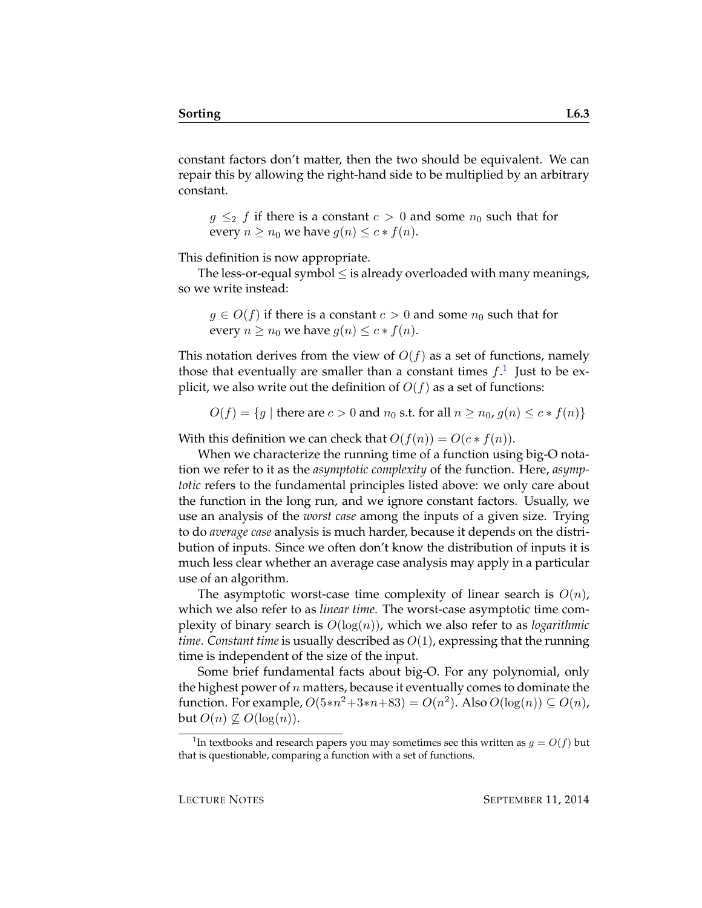constant factors don't matter, then the two should be equivalent. We can repair this by allowing the right-hand side to be multiplied by an arbitrary constant.

> $g \leq_2 f$ if there is a constant $c > 0$ and some $n_0$ such that for every $n \geq n_0$ we have $g(n) \leq c * f(n)$.

This definition is now appropriate.

The less-or-equal symbol $\leq$ is already overloaded with many meanings, so we write instead:

> $g \in O(f)$ if there is a constant $c > 0$ and some $n_0$ such that for every $n \geq n_0$ we have $g(n) \leq c * f(n)$.

This notation derives from the view of $O(f)$ as a set of functions, namely those that eventually are smaller than a constant times $f$.[1] Just to be explicit, we also write out the definition of $O(f)$ as a set of functions:

$$O(f) = \{g \mid \text{there are } c > 0 \text{ and } n_0 \text{ s.t. for all } n \geq n_0,\, g(n) \leq c * f(n)\}$$

With this definition we can check that $O(f(n)) = O(c * f(n))$.

When we characterize the running time of a function using big-O notation we refer to it as the *asymptotic complexity* of the function. Here, *asymptotic* refers to the fundamental principles listed above: we only care about the function in the long run, and we ignore constant factors. Usually, we use an analysis of the *worst case* among the inputs of a given size. Trying to do *average case* analysis is much harder, because it depends on the distribution of inputs. Since we often don't know the distribution of inputs it is much less clear whether an average case analysis may apply in a particular use of an algorithm.

The asymptotic worst-case time complexity of linear search is $O(n)$, which we also refer to as *linear time*. The worst-case asymptotic time complexity of binary search is $O(\log(n))$, which we also refer to as *logarithmic time*. *Constant time* is usually described as $O(1)$, expressing that the running time is independent of the size of the input.

Some brief fundamental facts about big-O. For any polynomial, only the highest power of $n$ matters, because it eventually comes to dominate the function. For example, $O(5*n^2+3*n+83) = O(n^2)$. Also $O(\log(n)) \subseteq O(n)$, but $O(n) \not\subseteq O(\log(n))$.

---

[1] In textbooks and research papers you may sometimes see this written as $g = O(f)$ but that is questionable, comparing a function with a set of functions.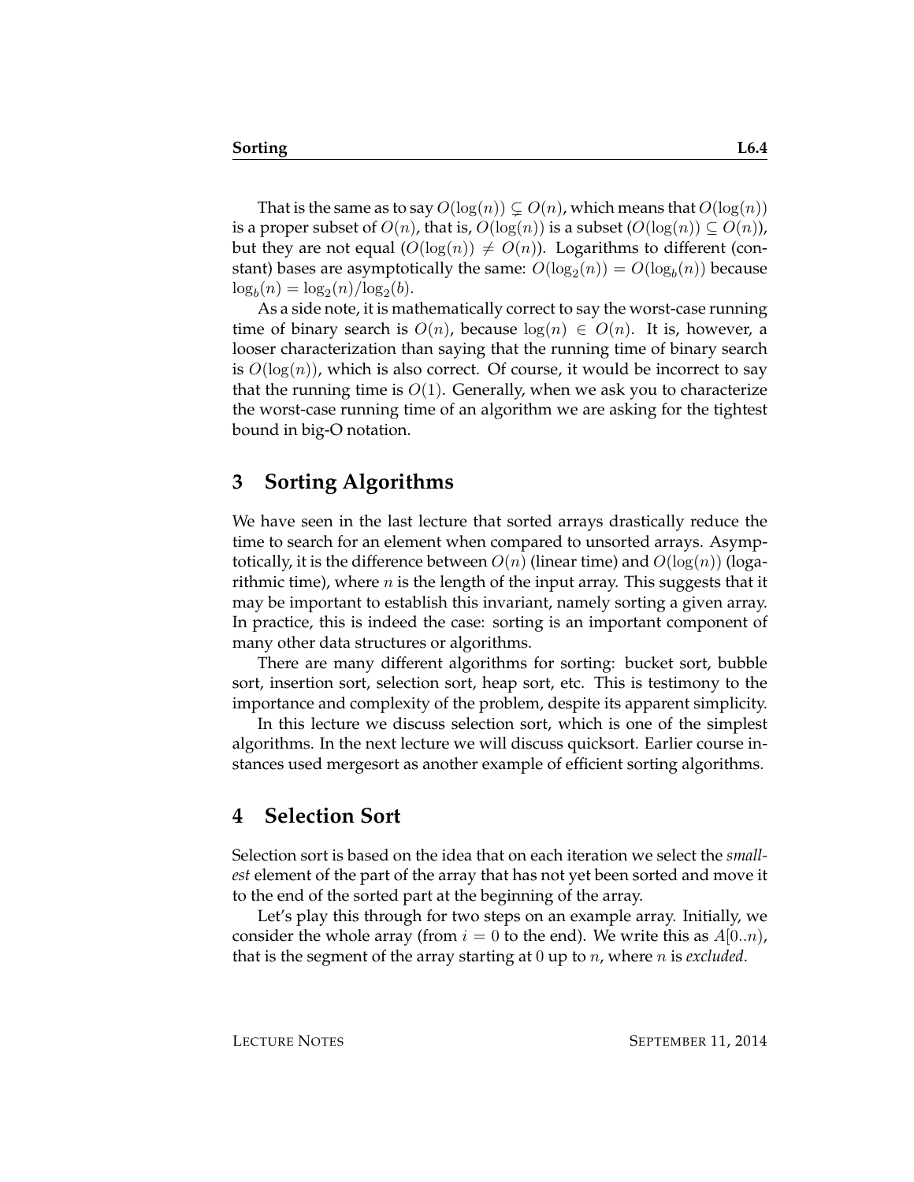That is the same as to say $O(\log(n)) \subsetneq O(n)$, which means that $O(\log(n))$ is a proper subset of $O(n)$, that is, $O(\log(n))$ is a subset ($O(\log(n)) \subseteq O(n)$), but they are not equal ($O(\log(n)) \neq O(n)$). Logarithms to different (constant) bases are asymptotically the same: $O(\log_2(n)) = O(\log_b(n))$ because $\log_b(n) = \log_2(n)/\log_2(b)$.

As a side note, it is mathematically correct to say the worst-case running time of binary search is $O(n)$, because $\log(n) \in O(n)$. It is, however, a looser characterization than saying that the running time of binary search is $O(\log(n))$, which is also correct. Of course, it would be incorrect to say that the running time is $O(1)$. Generally, when we ask you to characterize the worst-case running time of an algorithm we are asking for the tightest bound in big-O notation.

## 3 Sorting Algorithms

We have seen in the last lecture that sorted arrays drastically reduce the time to search for an element when compared to unsorted arrays. Asymptotically, it is the difference between $O(n)$ (linear time) and $O(\log(n))$ (logarithmic time), where $n$ is the length of the input array. This suggests that it may be important to establish this invariant, namely sorting a given array. In practice, this is indeed the case: sorting is an important component of many other data structures or algorithms.

There are many different algorithms for sorting: bucket sort, bubble sort, insertion sort, selection sort, heap sort, etc. This is testimony to the importance and complexity of the problem, despite its apparent simplicity.

In this lecture we discuss selection sort, which is one of the simplest algorithms. In the next lecture we will discuss quicksort. Earlier course instances used mergesort as another example of efficient sorting algorithms.

## 4 Selection Sort

Selection sort is based on the idea that on each iteration we select the *smallest* element of the part of the array that has not yet been sorted and move it to the end of the sorted part at the beginning of the array.

Let's play this through for two steps on an example array. Initially, we consider the whole array (from $i = 0$ to the end). We write this as $A[0..n)$, that is the segment of the array starting at $0$ up to $n$, where $n$ is *excluded*.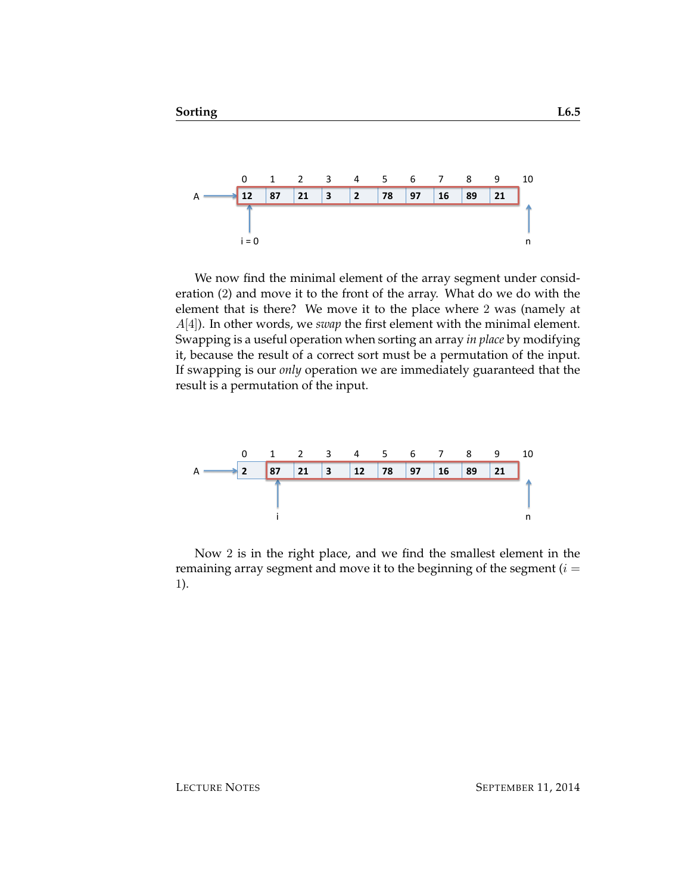| 0 | 1 | 2 | 3 | 4 | 5 | 6 | 7 | 8 | 9 | 10 |
|---|---|---|---|---|---|---|---|---|---|---|
| 12 | 87 | 21 | 3 | 2 | 78 | 97 | 16 | 89 | 21 | |

A → index 0; i = 0; n → 10

We now find the minimal element of the array segment under consideration (2) and move it to the front of the array. What do we do with the element that is there? We move it to the place where 2 was (namely at $A[4]$). In other words, we *swap* the first element with the minimal element. Swapping is a useful operation when sorting an array *in place* by modifying it, because the result of a correct sort must be a permutation of the input. If swapping is our *only* operation we are immediately guaranteed that the result is a permutation of the input.

| 0 | 1 | 2 | 3 | 4 | 5 | 6 | 7 | 8 | 9 | 10 |
|---|---|---|---|---|---|---|---|---|---|---|
| 2 | 87 | 21 | 3 | 12 | 78 | 97 | 16 | 89 | 21 | |

A → index 0; i → 1; n → 10

Now 2 is in the right place, and we find the smallest element in the remaining array segment and move it to the beginning of the segment ($i = 1$).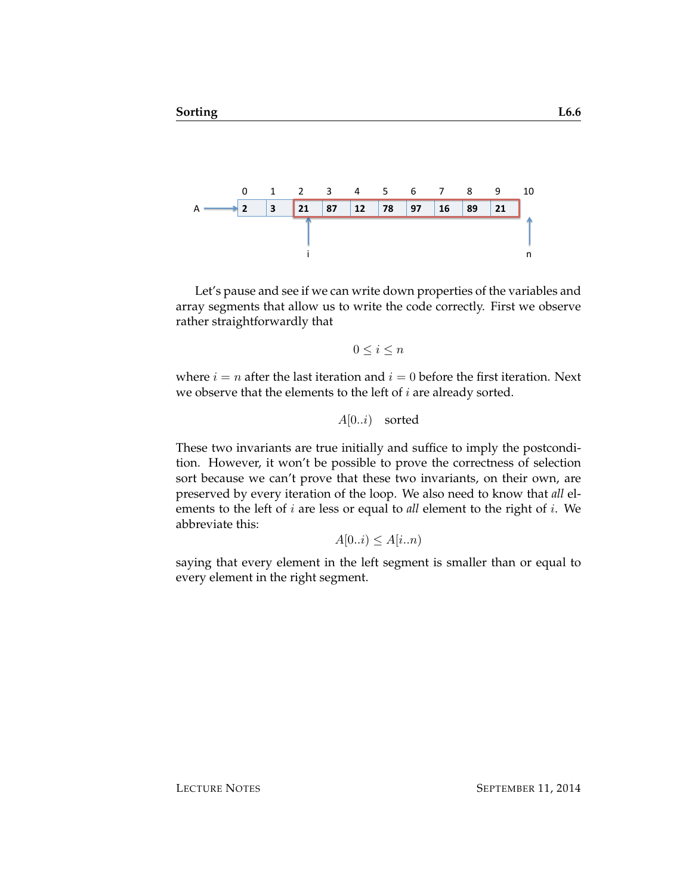Let's pause and see if we can write down properties of the variables and array segments that allow us to write the code correctly. First we observe rather straightforwardly that

$$0 \leq i \leq n$$

where $i = n$ after the last iteration and $i = 0$ before the first iteration. Next we observe that the elements to the left of $i$ are already sorted.

$$A[0..i) \quad \text{sorted}$$

These two invariants are true initially and suffice to imply the postcondition. However, it won't be possible to prove the correctness of selection sort because we can't prove that these two invariants, on their own, are preserved by every iteration of the loop. We also need to know that *all* elements to the left of $i$ are less or equal to *all* element to the right of $i$. We abbreviate this:

$$A[0..i) \leq A[i..n)$$

saying that every element in the left segment is smaller than or equal to every element in the right segment.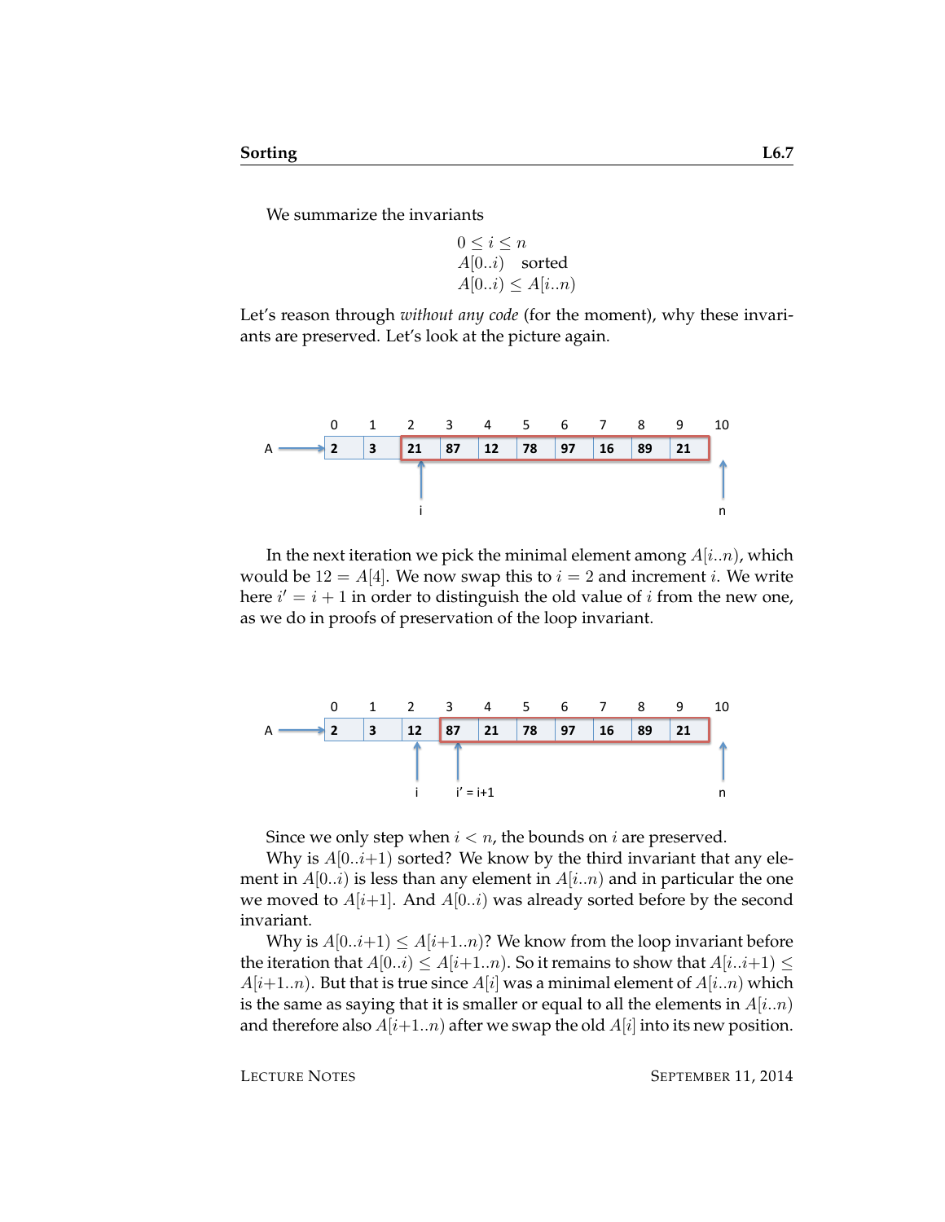We summarize the invariants

$$
\begin{array}{l}
0 \leq i \leq n \\
A[0..i) \quad \text{sorted} \\
A[0..i) \leq A[i..n)
\end{array}
$$

Let's reason through *without any code* (for the moment), why these invariants are preserved. Let's look at the picture again.

| | 0 | 1 | 2 | 3 | 4 | 5 | 6 | 7 | 8 | 9 | 10 |
|---|---|---|---|---|---|---|---|---|---|---|---|
| A | 2 | 3 | 21 | 87 | 12 | 78 | 97 | 16 | 89 | 21 | |
| | | | i | | | | | | | | n |

In the next iteration we pick the minimal element among $A[i..n)$, which would be $12 = A[4]$. We now swap this to $i = 2$ and increment $i$. We write here $i' = i + 1$ in order to distinguish the old value of $i$ from the new one, as we do in proofs of preservation of the loop invariant.

| | 0 | 1 | 2 | 3 | 4 | 5 | 6 | 7 | 8 | 9 | 10 |
|---|---|---|---|---|---|---|---|---|---|---|---|
| A | 2 | 3 | 12 | 87 | 21 | 78 | 97 | 16 | 89 | 21 | |
| | | | i | i' = i+1 | | | | | | | n |

Since we only step when $i < n$, the bounds on $i$ are preserved.

Why is $A[0..i{+}1)$ sorted? We know by the third invariant that any element in $A[0..i)$ is less than any element in $A[i..n)$ and in particular the one we moved to $A[i{+}1]$. And $A[0..i)$ was already sorted before by the second invariant.

Why is $A[0..i{+}1) \leq A[i{+}1..n)$? We know from the loop invariant before the iteration that $A[0..i) \leq A[i{+}1..n)$. So it remains to show that $A[i..i{+}1) \leq A[i{+}1..n)$. But that is true since $A[i]$ was a minimal element of $A[i..n)$ which is the same as saying that it is smaller or equal to all the elements in $A[i..n)$ and therefore also $A[i{+}1..n)$ after we swap the old $A[i]$ into its new position.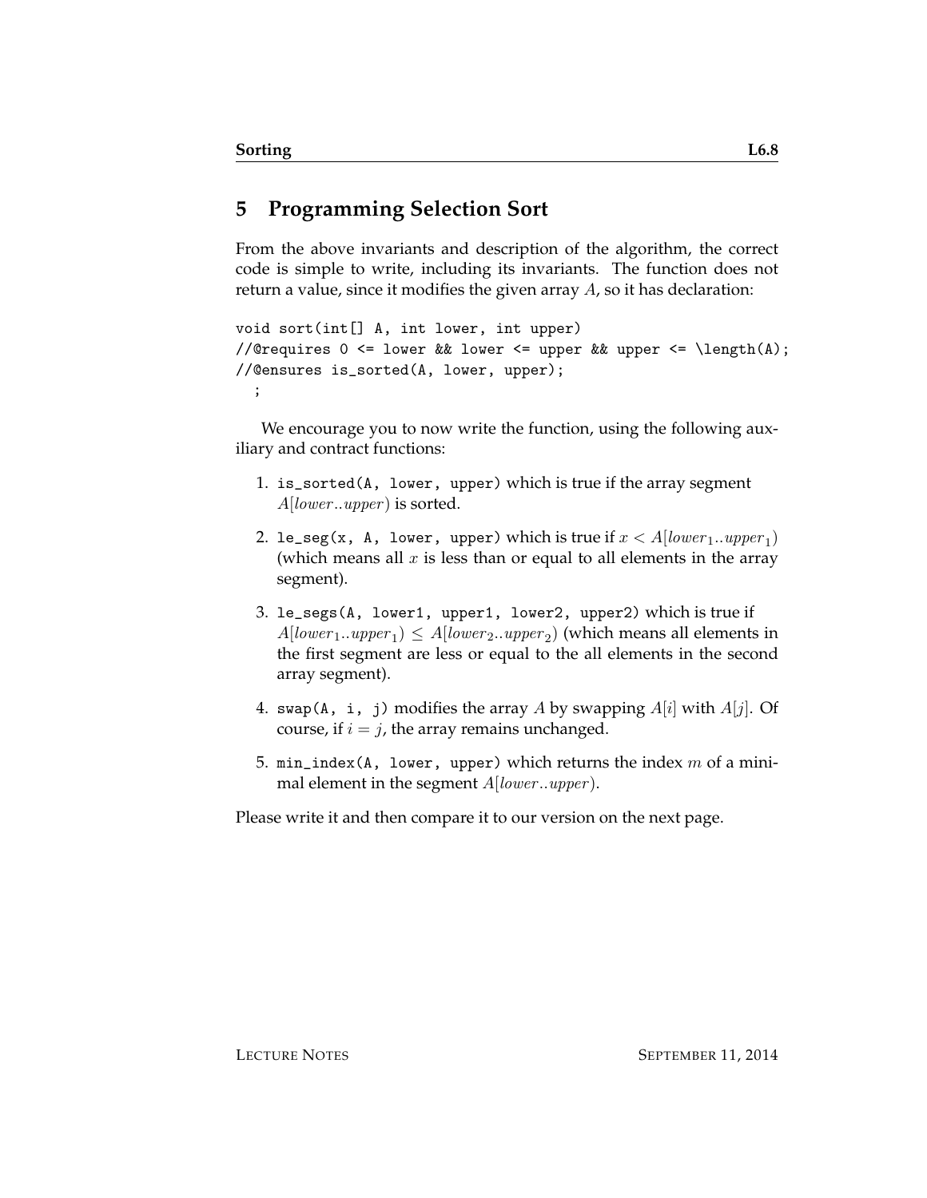## 5 Programming Selection Sort

From the above invariants and description of the algorithm, the correct code is simple to write, including its invariants. The function does not return a value, since it modifies the given array $A$, so it has declaration:

```
void sort(int[] A, int lower, int upper)
//@requires 0 <= lower && lower <= upper && upper <= \length(A);
//@ensures is_sorted(A, lower, upper);
  ;
```

We encourage you to now write the function, using the following auxiliary and contract functions:

1. `is_sorted(A, lower, upper)` which is true if the array segment $A[lower..upper)$ is sorted.

2. `le_seg(x, A, lower, upper)` which is true if $x < A[lower_1..upper_1)$ (which means all $x$ is less than or equal to all elements in the array segment).

3. `le_segs(A, lower1, upper1, lower2, upper2)` which is true if $A[lower_1..upper_1) \leq A[lower_2..upper_2)$ (which means all elements in the first segment are less or equal to the all elements in the second array segment).

4. `swap(A, i, j)` modifies the array $A$ by swapping $A[i]$ with $A[j]$. Of course, if $i = j$, the array remains unchanged.

5. `min_index(A, lower, upper)` which returns the index $m$ of a minimal element in the segment $A[lower..upper)$.

Please write it and then compare it to our version on the next page.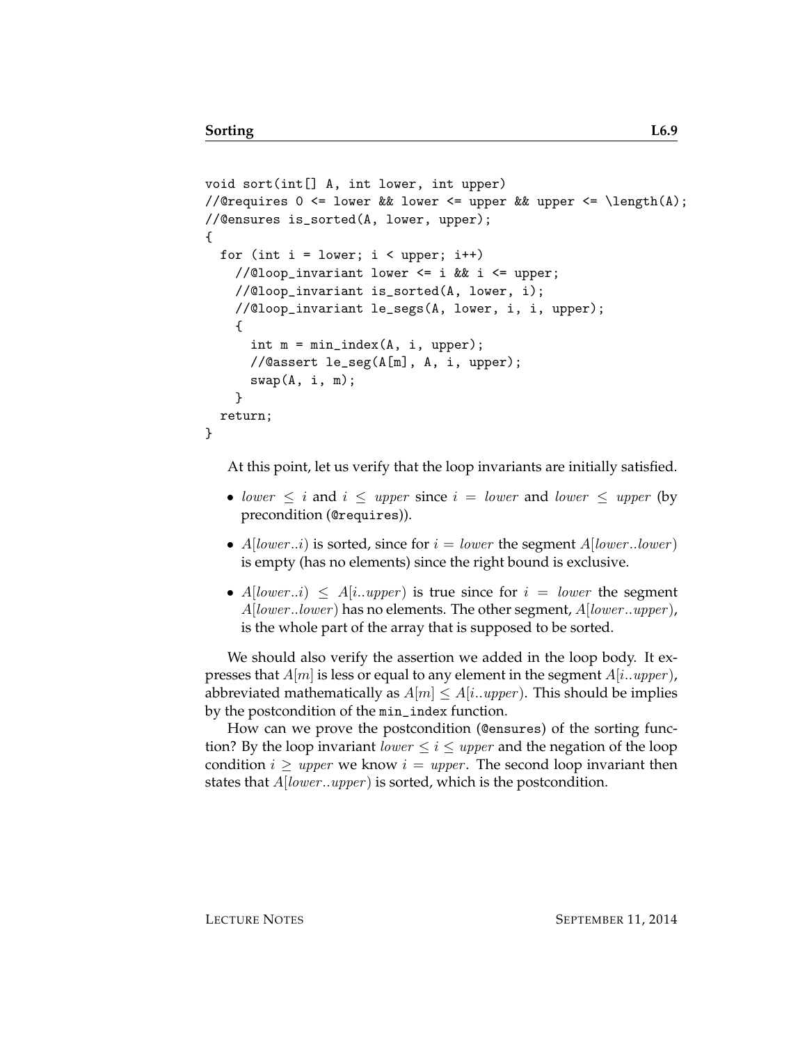```
void sort(int[] A, int lower, int upper)
//@requires 0 <= lower && lower <= upper && upper <= \length(A);
//@ensures is_sorted(A, lower, upper);
{
  for (int i = lower; i < upper; i++)
    //@loop_invariant lower <= i && i <= upper;
    //@loop_invariant is_sorted(A, lower, i);
    //@loop_invariant le_segs(A, lower, i, i, upper);
    {
      int m = min_index(A, i, upper);
      //@assert le_seg(A[m], A, i, upper);
      swap(A, i, m);
    }
  return;
}
```

At this point, let us verify that the loop invariants are initially satisfied.

- $lower \leq i$ and $i \leq upper$ since $i = lower$ and $lower \leq upper$ (by precondition (`@requires`)).
- $A[lower..i)$ is sorted, since for $i = lower$ the segment $A[lower..lower)$ is empty (has no elements) since the right bound is exclusive.
- $A[lower..i) \leq A[i..upper)$ is true since for $i = lower$ the segment $A[lower..lower)$ has no elements. The other segment, $A[lower..upper)$, is the whole part of the array that is supposed to be sorted.

We should also verify the assertion we added in the loop body. It expresses that $A[m]$ is less or equal to any element in the segment $A[i..upper)$, abbreviated mathematically as $A[m] \leq A[i..upper)$. This should be implies by the postcondition of the `min_index` function.

How can we prove the postcondition (`@ensures`) of the sorting function? By the loop invariant $lower \leq i \leq upper$ and the negation of the loop condition $i \geq upper$ we know $i = upper$. The second loop invariant then states that $A[lower..upper)$ is sorted, which is the postcondition.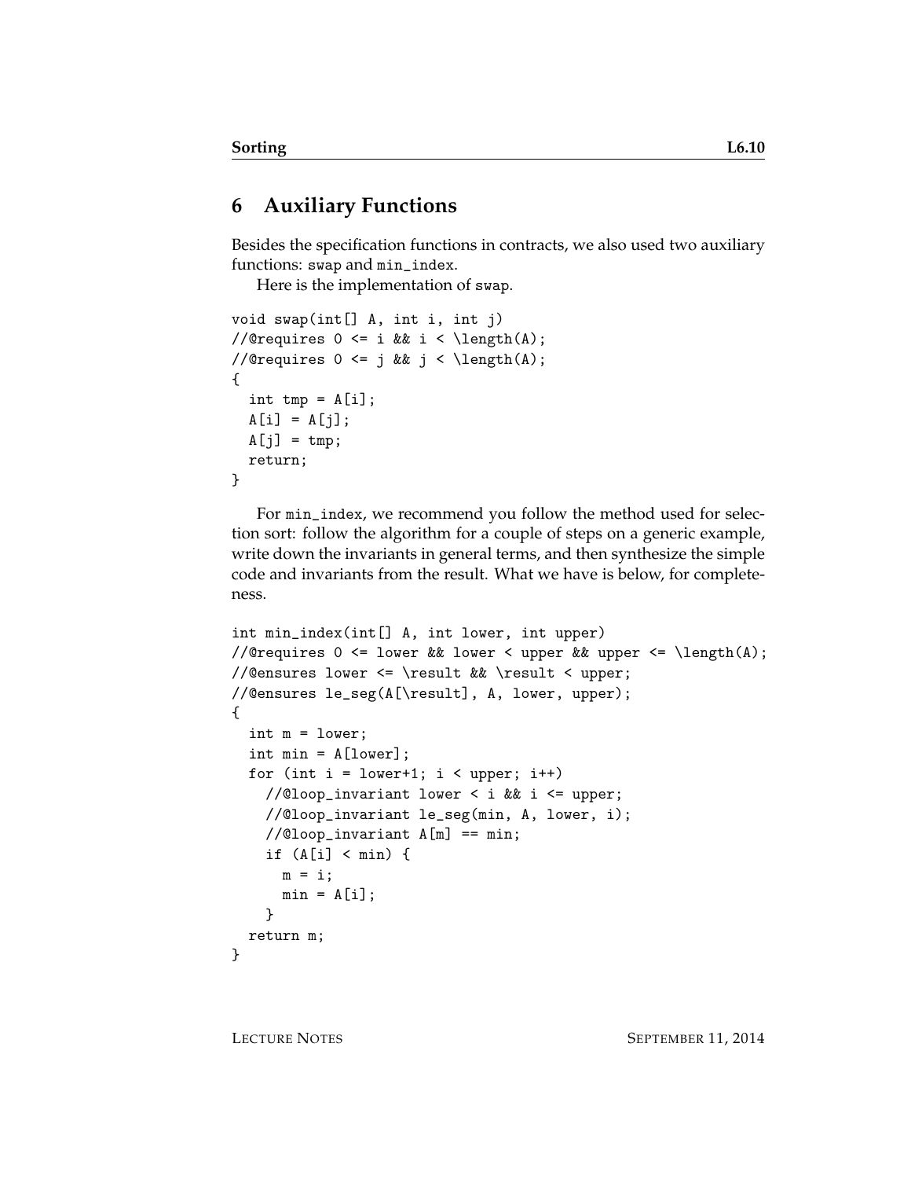## 6 Auxiliary Functions

Besides the specification functions in contracts, we also used two auxiliary functions: `swap` and `min_index`.

Here is the implementation of `swap`.

```
void swap(int[] A, int i, int j)
//@requires 0 <= i && i < \length(A);
//@requires 0 <= j && j < \length(A);
{
  int tmp = A[i];
  A[i] = A[j];
  A[j] = tmp;
  return;
}
```

For `min_index`, we recommend you follow the method used for selection sort: follow the algorithm for a couple of steps on a generic example, write down the invariants in general terms, and then synthesize the simple code and invariants from the result. What we have is below, for completeness.

```
int min_index(int[] A, int lower, int upper)
//@requires 0 <= lower && lower < upper && upper <= \length(A);
//@ensures lower <= \result && \result < upper;
//@ensures le_seg(A[\result], A, lower, upper);
{
  int m = lower;
  int min = A[lower];
  for (int i = lower+1; i < upper; i++)
    //@loop_invariant lower < i && i <= upper;
    //@loop_invariant le_seg(min, A, lower, i);
    //@loop_invariant A[m] == min;
    if (A[i] < min) {
      m = i;
      min = A[i];
    }
  return m;
}
```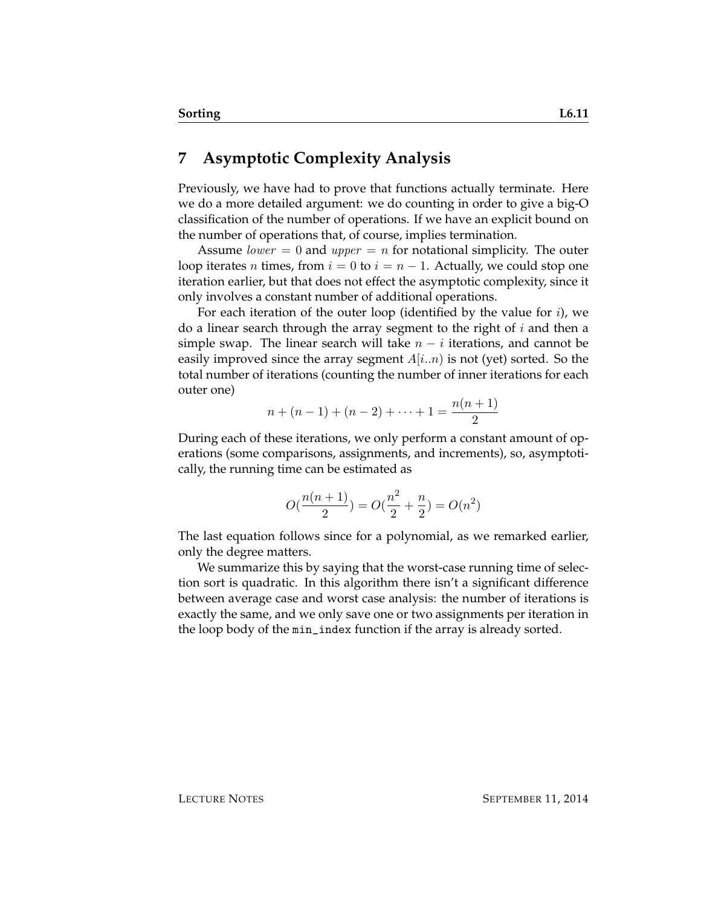## 7 Asymptotic Complexity Analysis

Previously, we have had to prove that functions actually terminate. Here we do a more detailed argument: we do counting in order to give a big-O classification of the number of operations. If we have an explicit bound on the number of operations that, of course, implies termination.

Assume $lower = 0$ and $upper = n$ for notational simplicity. The outer loop iterates $n$ times, from $i = 0$ to $i = n - 1$. Actually, we could stop one iteration earlier, but that does not effect the asymptotic complexity, since it only involves a constant number of additional operations.

For each iteration of the outer loop (identified by the value for $i$), we do a linear search through the array segment to the right of $i$ and then a simple swap. The linear search will take $n - i$ iterations, and cannot be easily improved since the array segment $A[i..n)$ is not (yet) sorted. So the total number of iterations (counting the number of inner iterations for each outer one)

$$n + (n-1) + (n-2) + \cdots + 1 = \frac{n(n+1)}{2}$$

During each of these iterations, we only perform a constant amount of operations (some comparisons, assignments, and increments), so, asymptotically, the running time can be estimated as

$$O(\frac{n(n+1)}{2}) = O(\frac{n^2}{2} + \frac{n}{2}) = O(n^2)$$

The last equation follows since for a polynomial, as we remarked earlier, only the degree matters.

We summarize this by saying that the worst-case running time of selection sort is quadratic. In this algorithm there isn't a significant difference between average case and worst case analysis: the number of iterations is exactly the same, and we only save one or two assignments per iteration in the loop body of the `min_index` function if the array is already sorted.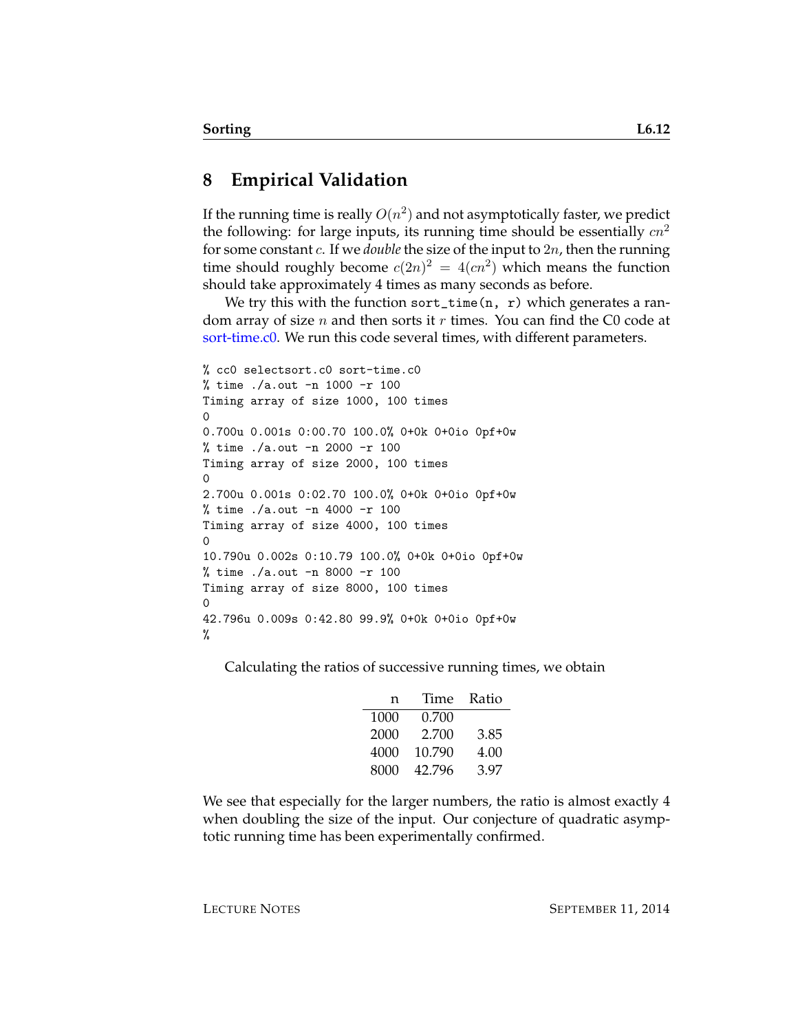## 8 Empirical Validation

If the running time is really $O(n^2)$ and not asymptotically faster, we predict the following: for large inputs, its running time should be essentially $cn^2$ for some constant $c$. If we *double* the size of the input to $2n$, then the running time should roughly become $c(2n)^2 = 4(cn^2)$ which means the function should take approximately 4 times as many seconds as before.

We try this with the function `sort_time(n, r)` which generates a random array of size $n$ and then sorts it $r$ times. You can find the C0 code at sort-time.c0. We run this code several times, with different parameters.

```
% cc0 selectsort.c0 sort-time.c0
% time ./a.out -n 1000 -r 100
Timing array of size 1000, 100 times
0
0.700u 0.001s 0:00.70 100.0% 0+0k 0+0io 0pf+0w
% time ./a.out -n 2000 -r 100
Timing array of size 2000, 100 times
0
2.700u 0.001s 0:02.70 100.0% 0+0k 0+0io 0pf+0w
% time ./a.out -n 4000 -r 100
Timing array of size 4000, 100 times
0
10.790u 0.002s 0:10.79 100.0% 0+0k 0+0io 0pf+0w
% time ./a.out -n 8000 -r 100
Timing array of size 8000, 100 times
0
42.796u 0.009s 0:42.80 99.9% 0+0k 0+0io 0pf+0w
%
```

Calculating the ratios of successive running times, we obtain

| n | Time | Ratio |
|---|---|---|
| 1000 | 0.700 | |
| 2000 | 2.700 | 3.85 |
| 4000 | 10.790 | 4.00 |
| 8000 | 42.796 | 3.97 |

We see that especially for the larger numbers, the ratio is almost exactly 4 when doubling the size of the input. Our conjecture of quadratic asymptotic running time has been experimentally confirmed.